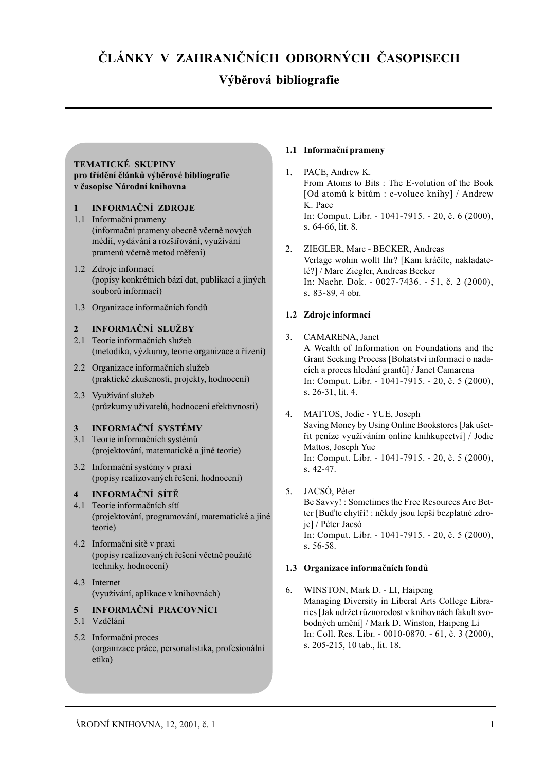# ČLÁNKY V ZAHRANIČNÍCH ODBORNÝCH ČASOPISECH

## Výběrová bibliografie

**TEMATICKÉ SKUPINY**
**pro třídění článků výběrové bibliografie v časopise Národní knihovna**

**1 INFORMAČNÍ ZDROJE**

1.1 Informační prameny
(informační prameny obecně včetně nových médií, vydávání a rozšiřování, využívání pramenů včetně metod měření)

1.2 Zdroje informací
(popisy konkrétních bází dat, publikací a jiných souborů informací)

1.3 Organizace informačních fondů

**2 INFORMAČNÍ SLUŽBY**

2.1 Teorie informačních služeb
(metodika, výzkumy, teorie organizace a řízení)

2.2 Organizace informačních služeb
(praktické zkušenosti, projekty, hodnocení)

2.3 Využívání služeb
(průzkumy uživatelů, hodnocení efektivnosti)

**3 INFORMAČNÍ SYSTÉMY**

3.1 Teorie informačních systémů
(projektování, matematické a jiné teorie)

3.2 Informační systémy v praxi
(popisy realizovaných řešení, hodnocení)

**4 INFORMAČNÍ SÍTĚ**

4.1 Teorie informačních sítí
(projektování, programování, matematické a jiné teorie)

4.2 Informační sítě v praxi
(popisy realizovaných řešení včetně použité techniky, hodnocení)

4.3 Internet
(využívání, aplikace v knihovnách)

**5 INFORMAČNÍ PRACOVNÍCI**

5.1 Vzdělání

5.2 Informační proces
(organizace práce, personalistika, profesionální etika)

### 1.1 Informační prameny

1. PACE, Andrew K.
From Atoms to Bits : The E-volution of the Book [Od atomů k bitům : e-voluce knihy] / Andrew K. Pace
In: Comput. Libr. - 1041-7915. - 20, č. 6 (2000), s. 64-66, lit. 8.

2. ZIEGLER, Marc - BECKER, Andreas
Verlage wohin wollt Ihr? [Kam kráčíte, nakladatelé?] / Marc Ziegler, Andreas Becker
In: Nachr. Dok. - 0027-7436. - 51, č. 2 (2000), s. 83-89, 4 obr.

### 1.2 Zdroje informací

3. CAMARENA, Janet
A Wealth of Information on Foundations and the Grant Seeking Process [Bohatství informací o nadacích a proces hledání grantů] / Janet Camarena
In: Comput. Libr. - 1041-7915. - 20, č. 5 (2000), s. 26-31, lit. 4.

4. MATTOS, Jodie - YUE, Joseph
Saving Money by Using Online Bookstores [Jak ušetřit peníze využíváním online knihkupectví] / Jodie Mattos, Joseph Yue
In: Comput. Libr. - 1041-7915. - 20, č. 5 (2000), s. 42-47.

5. JACSÓ, Péter
Be Savvy! : Sometimes the Free Resources Are Better [Buďte chytří! : někdy jsou lepší bezplatné zdroje] / Péter Jacsó
In: Comput. Libr. - 1041-7915. - 20, č. 5 (2000), s. 56-58.

### 1.3 Organizace informačních fondů

6. WINSTON, Mark D. - LI, Haipeng
Managing Diversity in Liberal Arts College Libraries [Jak udržet různorodost v knihovnách fakult svobodných umění] / Mark D. Winston, Haipeng Li
In: Coll. Res. Libr. - 0010-0870. - 61, č. 3 (2000), s. 205-215, 10 tab., lit. 18.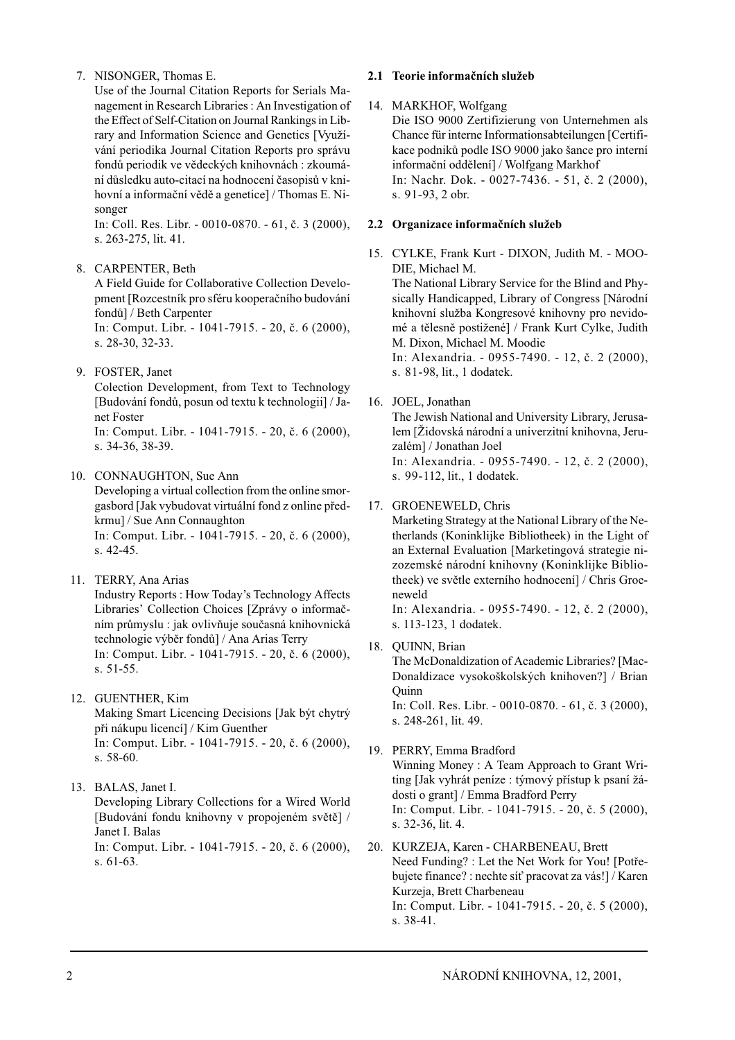7. NISONGER, Thomas E.
Use of the Journal Citation Reports for Serials Management in Research Libraries : An Investigation of the Effect of Self-Citation on Journal Rankings in Library and Information Science and Genetics [Využívání periodika Journal Citation Reports pro správu fondů periodik ve vědeckých knihovnách : zkoumání důsledku auto-citací na hodnocení časopisů v knihovní a informační vědě a genetice] / Thomas E. Nisonger
In: Coll. Res. Libr. - 0010-0870. - 61, č. 3 (2000), s. 263-275, lit. 41.

8. CARPENTER, Beth
A Field Guide for Collaborative Collection Development [Rozcestník pro sféru kooperačního budování fondů] / Beth Carpenter
In: Comput. Libr. - 1041-7915. - 20, č. 6 (2000), s. 28-30, 32-33.

9. FOSTER, Janet
Colection Development, from Text to Technology [Budování fondů, posun od textu k technologii] / Janet Foster
In: Comput. Libr. - 1041-7915. - 20, č. 6 (2000), s. 34-36, 38-39.

10. CONNAUGHTON, Sue Ann
Developing a virtual collection from the online smorgasbord [Jak vybudovat virtuální fond z online předkrmu] / Sue Ann Connaughton
In: Comput. Libr. - 1041-7915. - 20, č. 6 (2000), s. 42-45.

11. TERRY, Ana Arias
Industry Reports : How Today's Technology Affects Libraries' Collection Choices [Zprávy o informačním průmyslu : jak ovlivňuje současná knihovnická technologie výběr fondů] / Ana Arias Terry
In: Comput. Libr. - 1041-7915. - 20, č. 6 (2000), s. 51-55.

12. GUENTHER, Kim
Making Smart Licencing Decisions [Jak být chytrý při nákupu licencí] / Kim Guenther
In: Comput. Libr. - 1041-7915. - 20, č. 6 (2000), s. 58-60.

13. BALAS, Janet I.
Developing Library Collections for a Wired World [Budování fondu knihovny v propojeném světě] / Janet I. Balas
In: Comput. Libr. - 1041-7915. - 20, č. 6 (2000), s. 61-63.

### 2.1 Teorie informačních služeb

14. MARKHOF, Wolfgang
Die ISO 9000 Zertifizierung von Unternehmen als Chance für interne Informationsabteilungen [Certifikace podniků podle ISO 9000 jako šance pro interní informační oddělení] / Wolfgang Markhof
In: Nachr. Dok. - 0027-7436. - 51, č. 2 (2000), s. 91-93, 2 obr.

### 2.2 Organizace informačních služeb

15. CYLKE, Frank Kurt - DIXON, Judith M. - MOODIE, Michael M.
The National Library Service for the Blind and Physically Handicapped, Library of Congress [Národní knihovní služba Kongresové knihovny pro nevidomé a tělesně postižené] / Frank Kurt Cylke, Judith M. Dixon, Michael M. Moodie
In: Alexandria. - 0955-7490. - 12, č. 2 (2000), s. 81-98, lit., 1 dodatek.

16. JOEL, Jonathan
The Jewish National and University Library, Jerusalem [Židovská národní a univerzitní knihovna, Jeruzalém] / Jonathan Joel
In: Alexandria. - 0955-7490. - 12, č. 2 (2000), s. 99-112, lit., 1 dodatek.

17. GROENEWELD, Chris
Marketing Strategy at the National Library of the Netherlands (Koninklijke Bibliotheek) in the Light of an External Evaluation [Marketingová strategie nizozemské národní knihovny (Koninklijke Bibliotheek) ve světle externího hodnocení] / Chris Groeneweld
In: Alexandria. - 0955-7490. - 12, č. 2 (2000), s. 113-123, 1 dodatek.

18. QUINN, Brian
The McDonaldization of Academic Libraries? [MacDonaldizace vysokoškolských knihoven?] / Brian Quinn
In: Coll. Res. Libr. - 0010-0870. - 61, č. 3 (2000), s. 248-261, lit. 49.

19. PERRY, Emma Bradford
Winning Money : A Team Approach to Grant Writing [Jak vyhrát peníze : týmový přístup k psaní žádosti o grant] / Emma Bradford Perry
In: Comput. Libr. - 1041-7915. - 20, č. 5 (2000), s. 32-36, lit. 4.

20. KURZEJA, Karen - CHARBENEAU, Brett
Need Funding? : Let the Net Work for You! [Potřebujete finance? : nechte síť pracovat za vás!] / Karen Kurzeja, Brett Charbeneau
In: Comput. Libr. - 1041-7915. - 20, č. 5 (2000), s. 38-41.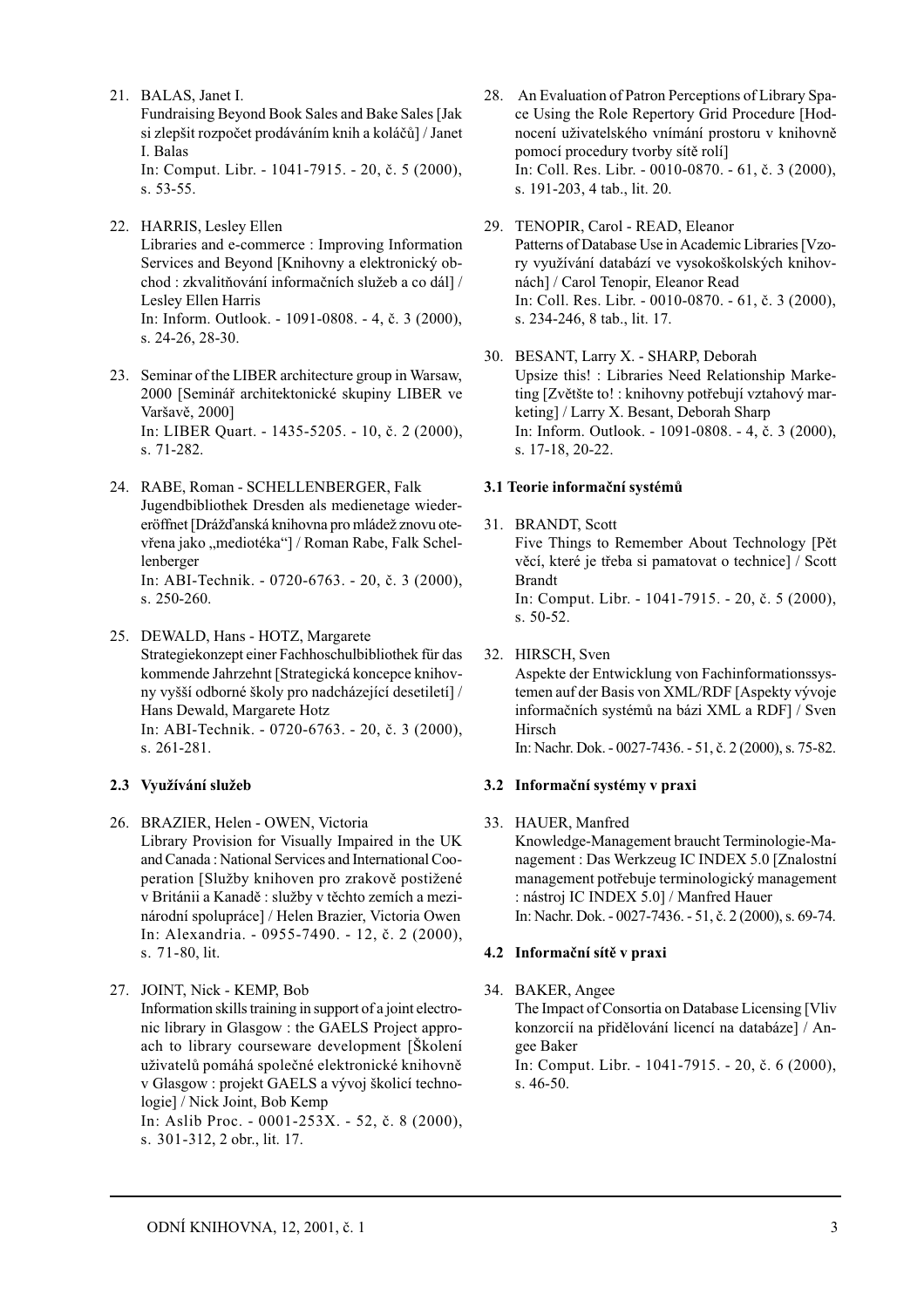21. BALAS, Janet I.
    Fundraising Beyond Book Sales and Bake Sales [Jak si zlepšit rozpočet prodáváním knih a koláčů] / Janet I. Balas
    In: Comput. Libr. - 1041-7915. - 20, č. 5 (2000), s. 53-55.

22. HARRIS, Lesley Ellen
    Libraries and e-commerce : Improving Information Services and Beyond [Knihovny a elektronický obchod : zkvalitňování informačních služeb a co dál] / Lesley Ellen Harris
    In: Inform. Outlook. - 1091-0808. - 4, č. 3 (2000), s. 24-26, 28-30.

23. Seminar of the LIBER architecture group in Warsaw, 2000 [Seminář architektonické skupiny LIBER ve Varšavě, 2000]
    In: LIBER Quart. - 1435-5205. - 10, č. 2 (2000), s. 71-282.

24. RABE, Roman - SCHELLENBERGER, Falk
    Jugendbibliothek Dresden als medienetage wiedereröffnet [Drážďanská knihovna pro mládež znovu otevřena jako „mediotéka"] / Roman Rabe, Falk Schellenberger
    In: ABI-Technik. - 0720-6763. - 20, č. 3 (2000), s. 250-260.

25. DEWALD, Hans - HOTZ, Margarete
    Strategiekonzept einer Fachhoschulbibliothek für das kommende Jahrzehnt [Strategická koncepce knihovny vyšší odborné školy pro nadcházející desetiletí] / Hans Dewald, Margarete Hotz
    In: ABI-Technik. - 0720-6763. - 20, č. 3 (2000), s. 261-281.

### 2.3 Využívání služeb

26. BRAZIER, Helen - OWEN, Victoria
    Library Provision for Visually Impaired in the UK and Canada : National Services and International Cooperation [Služby knihoven pro zrakově postižené v Británii a Kanadě : služby v těchto zemích a mezinárodní spolupráce] / Helen Brazier, Victoria Owen
    In: Alexandria. - 0955-7490. - 12, č. 2 (2000), s. 71-80, lit.

27. JOINT, Nick - KEMP, Bob
    Information skills training in support of a joint electronic library in Glasgow : the GAELS Project approach to library courseware development [Školení uživatelů pomáhá společné elektronické knihovně v Glasgow : projekt GAELS a vývoj školicí technologie] / Nick Joint, Bob Kemp
    In: Aslib Proc. - 0001-253X. - 52, č. 8 (2000), s. 301-312, 2 obr., lit. 17.

28. An Evaluation of Patron Perceptions of Library Space Using the Role Repertory Grid Procedure [Hodnocení uživatelského vnímání prostoru v knihovně pomocí procedury tvorby sítě rolí]
    In: Coll. Res. Libr. - 0010-0870. - 61, č. 3 (2000), s. 191-203, 4 tab., lit. 20.

29. TENOPIR, Carol - READ, Eleanor
    Patterns of Database Use in Academic Libraries [Vzory využívání databází ve vysokoškolských knihovnách] / Carol Tenopir, Eleanor Read
    In: Coll. Res. Libr. - 0010-0870. - 61, č. 3 (2000), s. 234-246, 8 tab., lit. 17.

30. BESANT, Larry X. - SHARP, Deborah
    Upsize this! : Libraries Need Relationship Marketing [Zvětšte to! : knihovny potřebují vztahový marketing] / Larry X. Besant, Deborah Sharp
    In: Inform. Outlook. - 1091-0808. - 4, č. 3 (2000), s. 17-18, 20-22.

### 3.1 Teorie informační systémů

31. BRANDT, Scott
    Five Things to Remember About Technology [Pět věcí, které je třeba si pamatovat o technice] / Scott Brandt
    In: Comput. Libr. - 1041-7915. - 20, č. 5 (2000), s. 50-52.

32. HIRSCH, Sven
    Aspekte der Entwicklung von Fachinformationssystemen auf der Basis von XML/RDF [Aspekty vývoje informačních systémů na bázi XML a RDF] / Sven Hirsch
    In: Nachr. Dok. - 0027-7436. - 51, č. 2 (2000), s. 75-82.

### 3.2 Informační systémy v praxi

33. HAUER, Manfred
    Knowledge-Management braucht Terminologie-Management : Das Werkzeug IC INDEX 5.0 [Znalostní management potřebuje terminologický management : nástroj IC INDEX 5.0] / Manfred Hauer
    In: Nachr. Dok. - 0027-7436. - 51, č. 2 (2000), s. 69-74.

### 4.2 Informační sítě v praxi

34. BAKER, Angee
    The Impact of Consortia on Database Licensing [Vliv konzorcií na přidělování licencí na databáze] / Angee Baker
    In: Comput. Libr. - 1041-7915. - 20, č. 6 (2000), s. 46-50.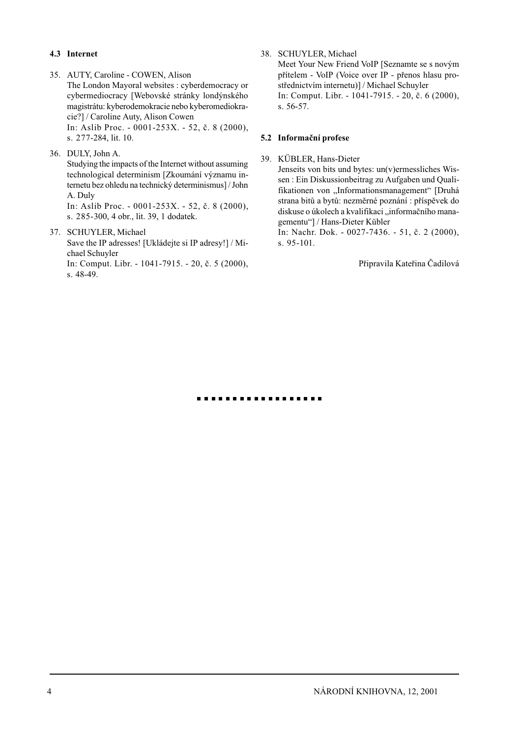### 4.3 Internet

35. AUTY, Caroline - COWEN, Alison
    The London Mayoral websites : cyberdemocracy or cybermediocracy [Webovské stránky londýnského magistrátu: kyberodemokracie nebo kyberomediokracie?] / Caroline Auty, Alison Cowen
    In: Aslib Proc. - 0001-253X. - 52, č. 8 (2000), s. 277-284, lit. 10.

36. DULY, John A.
    Studying the impacts of the Internet without assuming technological determinism [Zkoumání významu internetu bez ohledu na technický determinismus] / John A. Duly
    In: Aslib Proc. - 0001-253X. - 52, č. 8 (2000), s. 285-300, 4 obr., lit. 39, 1 dodatek.

37. SCHUYLER, Michael
    Save the IP adresses! [Ukládejte si IP adresy!] / Michael Schuyler
    In: Comput. Libr. - 1041-7915. - 20, č. 5 (2000), s. 48-49.

38. SCHUYLER, Michael
    Meet Your New Friend VoIP [Seznamte se s novým přítelem - VoIP (Voice over IP - přenos hlasu prostřednictvím internetu)] / Michael Schuyler
    In: Comput. Libr. - 1041-7915. - 20, č. 6 (2000), s. 56-57.

### 5.2 Informační profese

39. KÜBLER, Hans-Dieter
    Jenseits von bits und bytes: un(v)ermessliches Wissen : Ein Diskussionbeitrag zu Aufgaben und Qualifikationen von „Informationsmanagement" [Druhá strana bitů a bytů: nezměrné poznání : příspěvek do diskuse o úkolech a kvalifikaci „informačního managementu"] / Hans-Dieter Kübler
    In: Nachr. Dok. - 0027-7436. - 51, č. 2 (2000), s. 95-101.

Připravila Kateřina Čadilová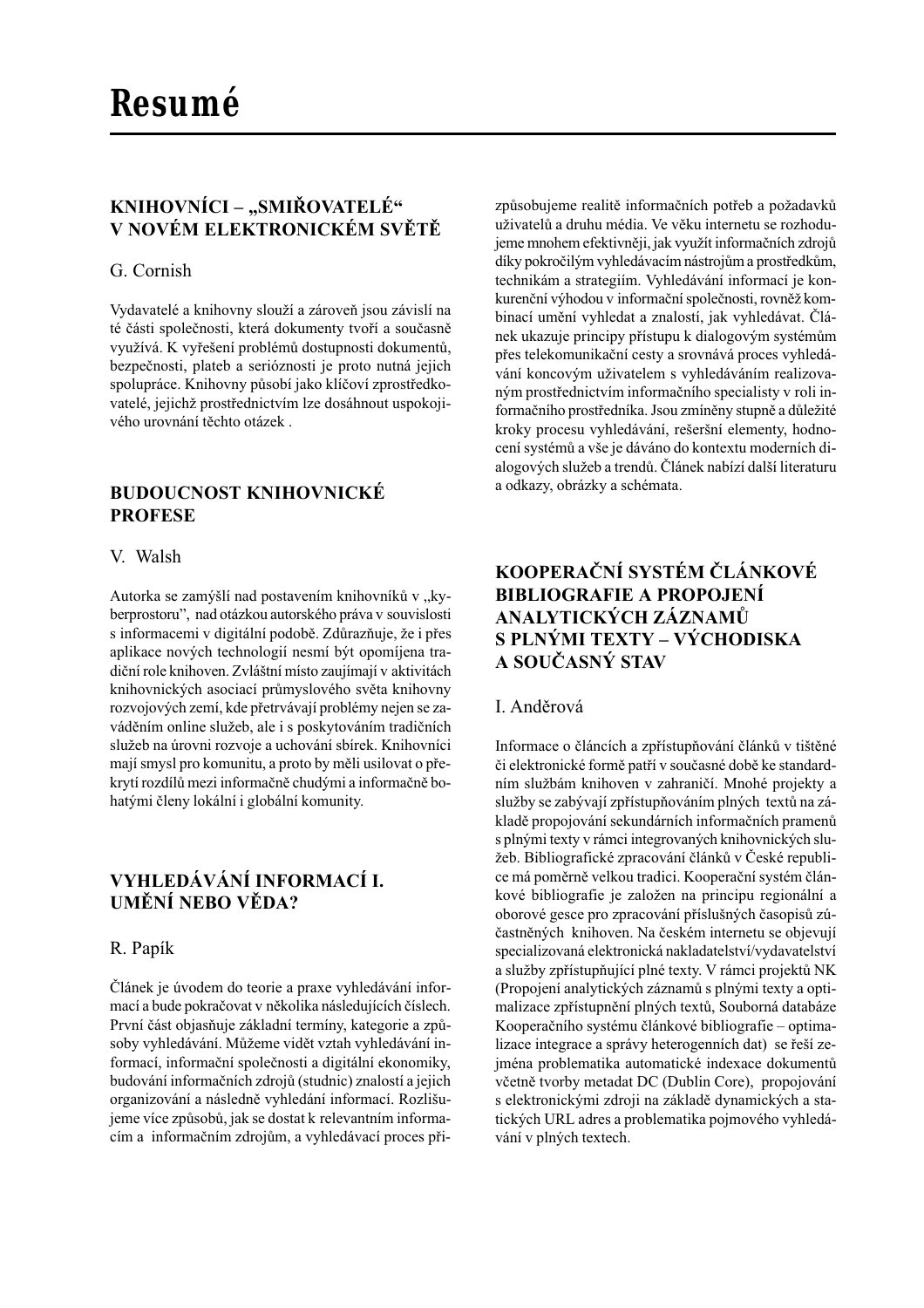# Resumé

## KNIHOVNÍCI – „SMIŘOVATELÉ“ V NOVÉM ELEKTRONICKÉM SVĚTĚ

G. Cornish

Vydavatelé a knihovny slouží a zároveň jsou závislí na té části společnosti, která dokumenty tvoří a současně využívá. K vyřešení problémů dostupnosti dokumentů, bezpečnosti, plateb a serióznosti je proto nutná jejich spolupráce. Knihovny působí jako klíčoví zprostředkovatelé, jejichž prostřednictvím lze dosáhnout uspokojivého urovnání těchto otázek .

## BUDOUCNOST KNIHOVNICKÉ PROFESE

V. Walsh

Autorka se zamýšlí nad postavením knihovníků v „kyberprostoru", nad otázkou autorského práva v souvislosti s informacemi v digitální podobě. Zdůrazňuje, že i přes aplikace nových technologií nesmí být opomíjena tradiční role knihoven. Zvláštní místo zaujímají v aktivitách knihovnických asociací průmyslového světa knihovny rozvojových zemí, kde přetrvávají problémy nejen se zaváděním online služeb, ale i s poskytováním tradičních služeb na úrovni rozvoje a uchování sbírek. Knihovníci mají smysl pro komunitu, a proto by měli usilovat o překrytí rozdílů mezi informačně chudými a informačně bohatými členy lokální i globální komunity.

## VYHLEDÁVÁNÍ INFORMACÍ I. UMĚNÍ NEBO VĚDA?

R. Papík

Článek je úvodem do teorie a praxe vyhledávání informací a bude pokračovat v několika následujících číslech. První část objasňuje základní termíny, kategorie a způsoby vyhledávání. Můžeme vidět vztah vyhledávání informací, informační společnosti a digitální ekonomiky, budování informačních zdrojů (studnic) znalostí a jejich organizování a následně vyhledání informací. Rozlišujeme více způsobů, jak se dostat k relevantním informacím a informačním zdrojům, a vyhledávací proces přizpůsobujeme realitě informačních potřeb a požadavků uživatelů a druhu média. Ve věku internetu se rozhodujeme mnohem efektivněji, jak využít informačních zdrojů díky pokročilým vyhledávacím nástrojům a prostředkům, technikám a strategiím. Vyhledávání informací je konkurenční výhodou v informační společnosti, rovněž kombinací umění vyhledat a znalostí, jak vyhledávat. Článek ukazuje principy přístupu k dialogovým systémům přes telekomunikační cesty a srovnává proces vyhledávání koncovým uživatelem s vyhledáváním realizovaným prostřednictvím informačního specialisty v roli informačního prostředníka. Jsou zmíněny stupně a důležité kroky procesu vyhledávání, rešeršní elementy, hodnocení systémů a vše je dáváno do kontextu moderních dialogových služeb a trendů. Článek nabízí další literaturu a odkazy, obrázky a schémata.

## KOOPERAČNÍ SYSTÉM ČLÁNKOVÉ BIBLIOGRAFIE A PROPOJENÍ ANALYTICKÝCH ZÁZNAMŮ S PLNÝMI TEXTY – VÝCHODISKA A SOUČASNÝ STAV

I. Anděrová

Informace o článcích a zpřístupňování článků v tištěné či elektronické formě patří v současné době ke standardním službám knihoven v zahraničí. Mnohé projekty a služby se zabývají zpřístupňováním plných textů na základě propojování sekundárních informačních pramenů s plnými texty v rámci integrovaných knihovnických služeb. Bibliografické zpracování článků v České republice má poměrně velkou tradici. Kooperační systém článkové bibliografie je založen na principu regionální a oborové gesce pro zpracování příslušných časopisů zúčastněných knihoven. Na českém internetu se objevují specializovaná elektronická nakladatelství/vydavatelství a služby zpřístupňující plné texty. V rámci projektů NK (Propojení analytických záznamů s plnými texty a optimalizace zpřístupnění plných textů, Souborná databáze Kooperačního systému článkové bibliografie – optimalizace integrace a správy heterogenních dat) se řeší zejména problematika automatické indexace dokumentů včetně tvorby metadat DC (Dublin Core), propojování s elektronickými zdroji na základě dynamických a statických URL adres a problematika pojmového vyhledávání v plných textech.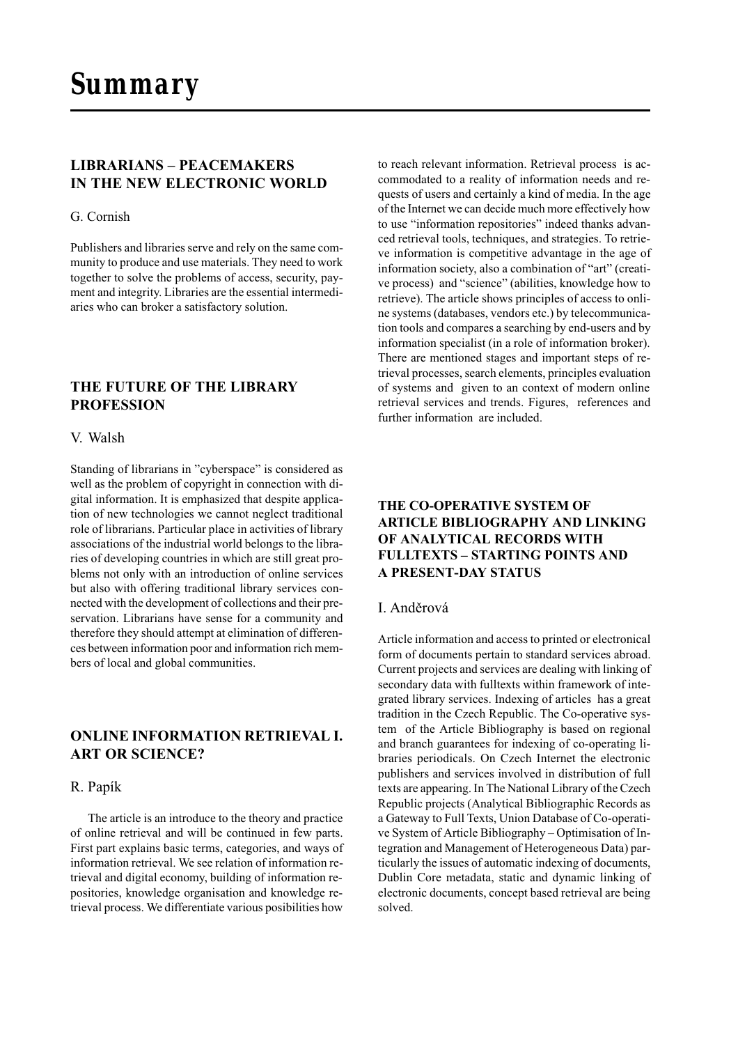# Summary

## LIBRARIANS – PEACEMAKERS IN THE NEW ELECTRONIC WORLD

G. Cornish

Publishers and libraries serve and rely on the same community to produce and use materials. They need to work together to solve the problems of access, security, payment and integrity. Libraries are the essential intermediaries who can broker a satisfactory solution.

## THE FUTURE OF THE LIBRARY PROFESSION

V. Walsh

Standing of librarians in ”cyberspace” is considered as well as the problem of copyright in connection with digital information. It is emphasized that despite application of new technologies we cannot neglect traditional role of librarians. Particular place in activities of library associations of the industrial world belongs to the libraries of developing countries in which are still great problems not only with an introduction of online services but also with offering traditional library services connected with the development of collections and their preservation. Librarians have sense for a community and therefore they should attempt at elimination of differences between information poor and information rich members of local and global communities.

## ONLINE INFORMATION RETRIEVAL I. ART OR SCIENCE?

R. Papík

The article is an introduce to the theory and practice of online retrieval and will be continued in few parts. First part explains basic terms, categories, and ways of information retrieval. We see relation of information retrieval and digital economy, building of information repositories, knowledge organisation and knowledge retrieval process. We differentiate various posibilities how to reach relevant information. Retrieval process is accommodated to a reality of information needs and requests of users and certainly a kind of media. In the age of the Internet we can decide much more effectively how to use “information repositories” indeed thanks advanced retrieval tools, techniques, and strategies. To retrieve information is competitive advantage in the age of information society, also a combination of “art” (creative process) and “science” (abilities, knowledge how to retrieve). The article shows principles of access to online systems (databases, vendors etc.) by telecommunication tools and compares a searching by end-users and by information specialist (in a role of information broker). There are mentioned stages and important steps of retrieval processes, search elements, principles evaluation of systems and given to an context of modern online retrieval services and trends. Figures, references and further information are included.

## THE CO-OPERATIVE SYSTEM OF ARTICLE BIBLIOGRAPHY AND LINKING OF ANALYTICAL RECORDS WITH FULLTEXTS – STARTING POINTS AND A PRESENT-DAY STATUS

I. Anděrová

Article information and access to printed or electronical form of documents pertain to standard services abroad. Current projects and services are dealing with linking of secondary data with fulltexts within framework of integrated library services. Indexing of articles has a great tradition in the Czech Republic. The Co-operative system of the Article Bibliography is based on regional and branch guarantees for indexing of co-operating libraries periodicals. On Czech Internet the electronic publishers and services involved in distribution of full texts are appearing. In The National Library of the Czech Republic projects (Analytical Bibliographic Records as a Gateway to Full Texts, Union Database of Co-operative System of Article Bibliography – Optimisation of Integration and Management of Heterogeneous Data) particularly the issues of automatic indexing of documents, Dublin Core metadata, static and dynamic linking of electronic documents, concept based retrieval are being solved.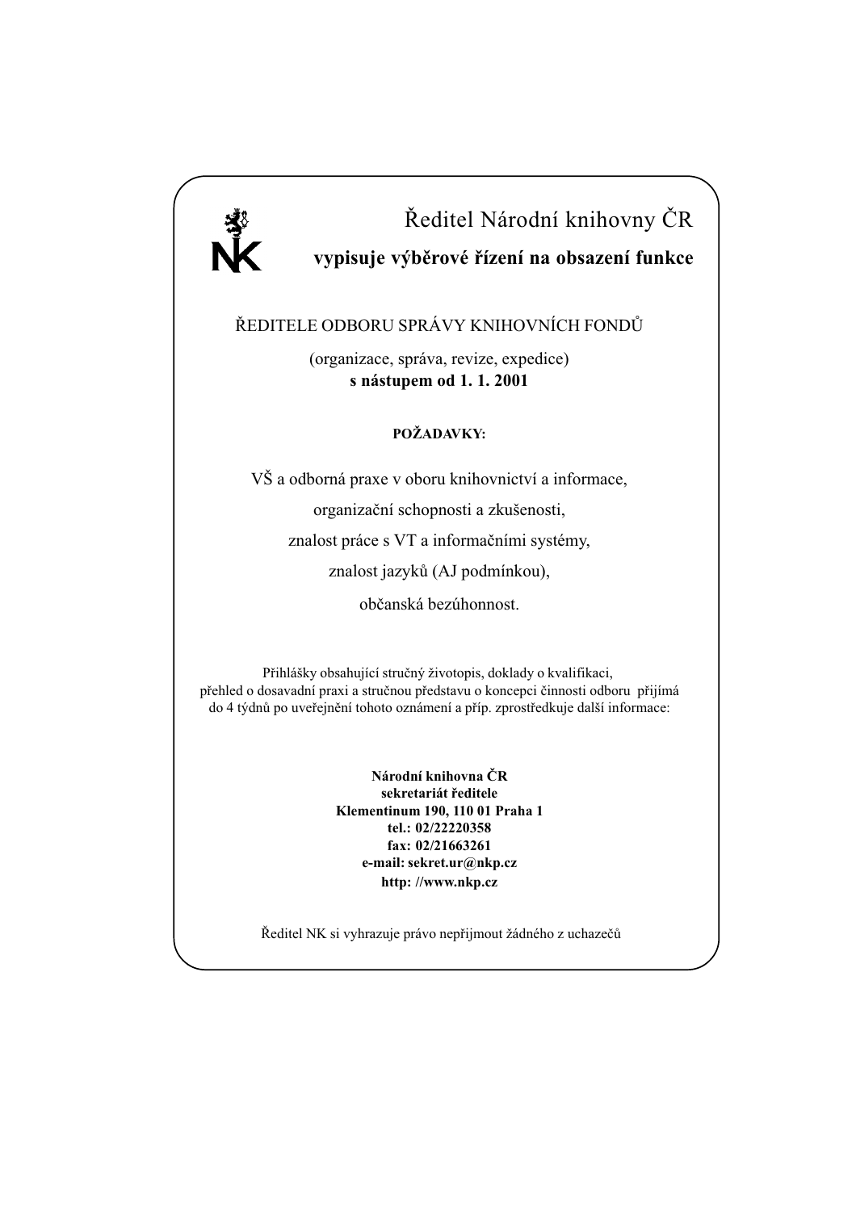NK

# Ředitel Národní knihovny ČR

**vypisuje výběrové řízení na obsazení funkce**

ŘEDITELE ODBORU SPRÁVY KNIHOVNÍCH FONDŮ

(organizace, správa, revize, expedice)
**s nástupem od 1. 1. 2001**

**POŽADAVKY:**

VŠ a odborná praxe v oboru knihovnictví a informace,

organizační schopnosti a zkušenosti,

znalost práce s VT a informačními systémy,

znalost jazyků (AJ podmínkou),

občanská bezúhonnost.

Přihlášky obsahující stručný životopis, doklady o kvalifikaci, přehled o dosavadní praxi a stručnou představu o koncepci činnosti odboru přijímá do 4 týdnů po uveřejnění tohoto oznámení a příp. zprostředkuje další informace:

**Národní knihovna ČR**
**sekretariát ředitele**
**Klementinum 190, 110 01 Praha 1**
**tel.: 02/22220358**
**fax: 02/21663261**
**e-mail: sekret.ur@nkp.cz**
**http: //www.nkp.cz**

Ředitel NK si vyhrazuje právo nepřijmout žádného z uchazečů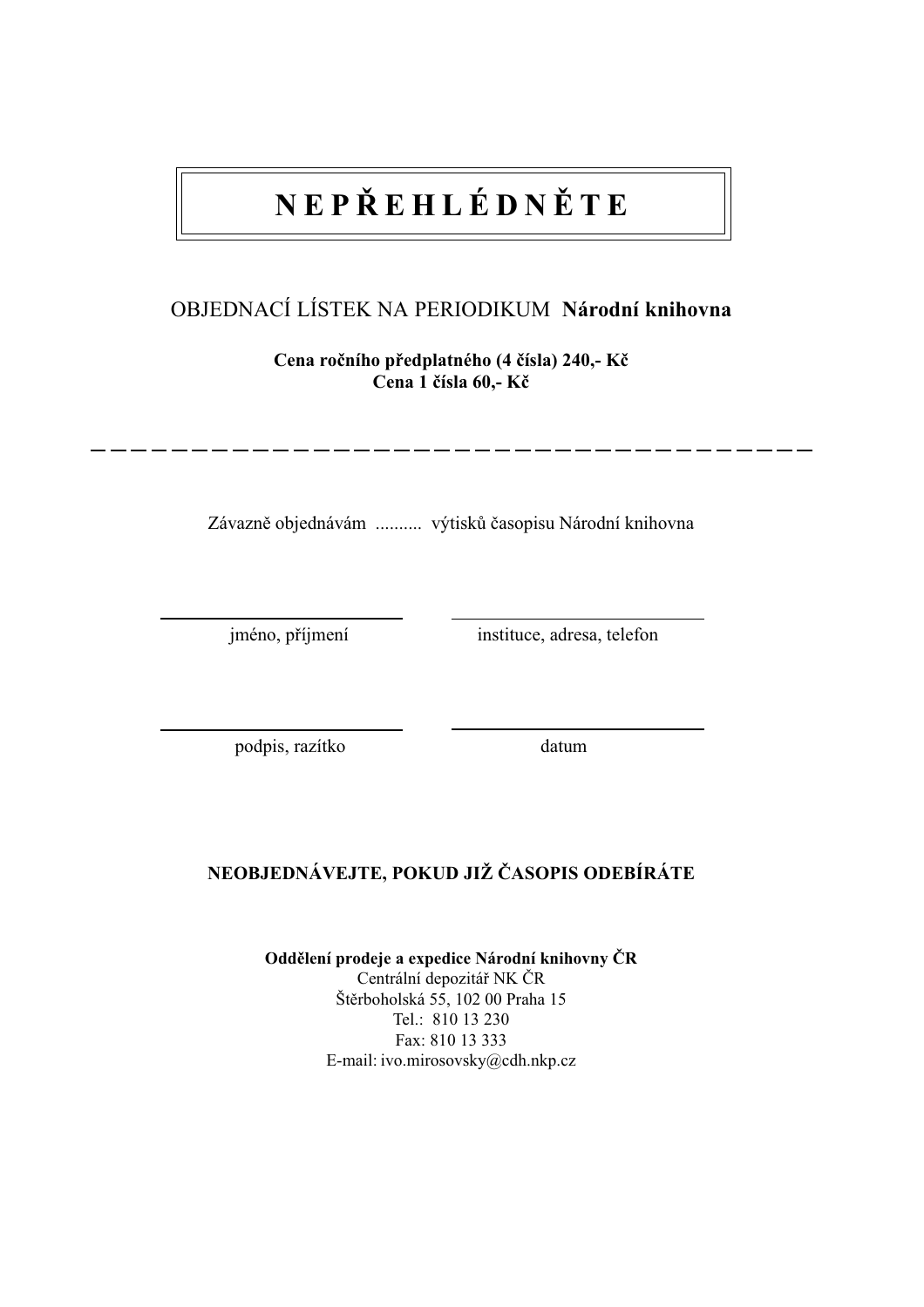# N E P Ř E H L É D N Ě T E

OBJEDNACÍ LÍSTEK NA PERIODIKUM **Národní knihovna**

**Cena ročního předplatného (4 čísla) 240,- Kč**
**Cena 1 čísla 60,- Kč**

---

Závazně objednávám .......... výtisků časopisu Národní knihovna

| | |
|---|---|
| ______________________ | ______________________ |
| jméno, příjmení | instituce, adresa, telefon |
| ______________________ | ______________________ |
| podpis, razítko | datum |

**NEOBJEDNÁVEJTE, POKUD JIŽ ČASOPIS ODEBÍRÁTE**

**Oddělení prodeje a expedice Národní knihovny ČR**
Centrální depozitář NK ČR
Štěrboholská 55, 102 00 Praha 15
Tel.: 810 13 230
Fax: 810 13 333
E-mail: ivo.mirosovsky@cdh.nkp.cz